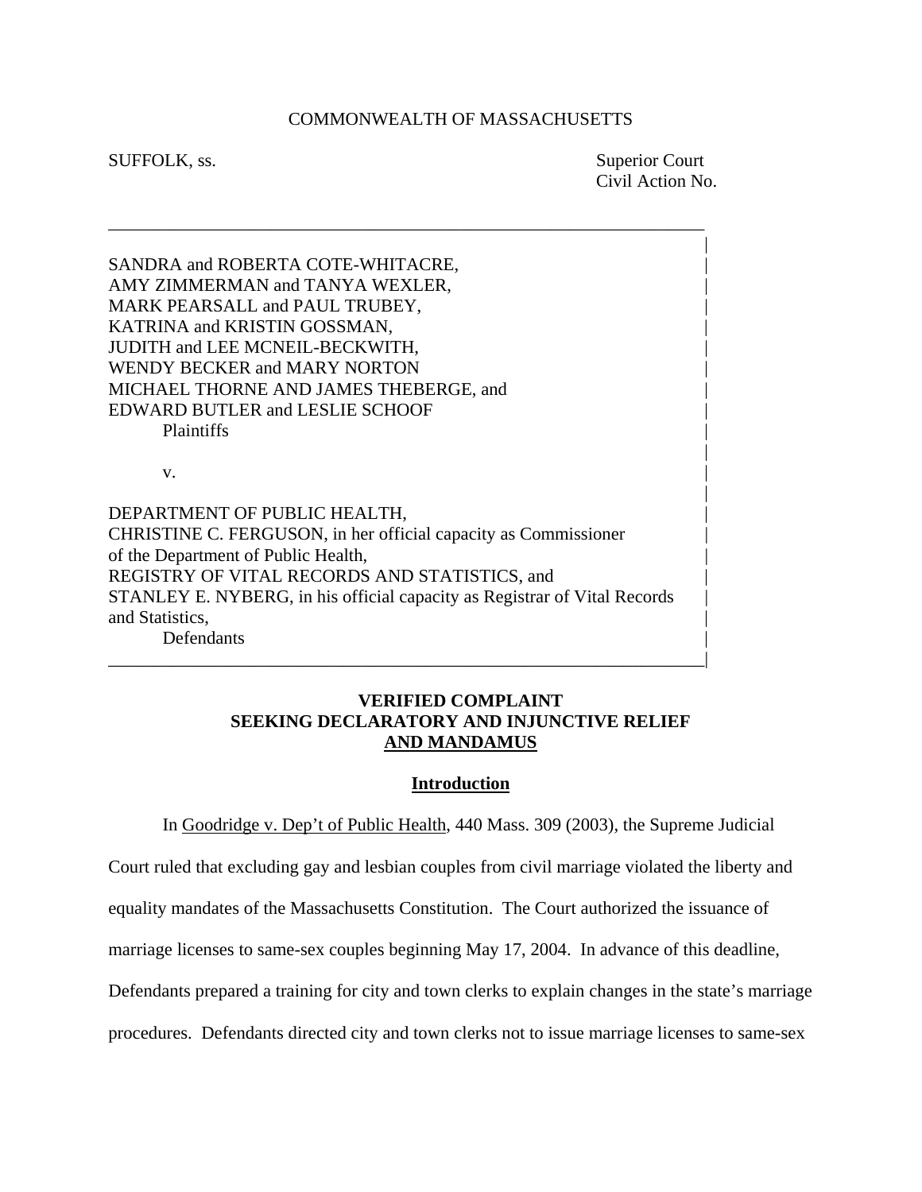COMMONWEALTH OF MASSACHUSETTS

SUFFOLK, ss.

Superior Court
Civil Action No.

SANDRA and ROBERTA COTE-WHITACRE,
AMY ZIMMERMAN and TANYA WEXLER,
MARK PEARSALL and PAUL TRUBEY,
KATRINA and KRISTIN GOSSMAN,
JUDITH and LEE MCNEIL-BECKWITH,
WENDY BECKER and MARY NORTON
MICHAEL THORNE AND JAMES THEBERGE, and
EDWARD BUTLER and LESLIE SCHOOF
Plaintiffs

v.

DEPARTMENT OF PUBLIC HEALTH,
CHRISTINE C. FERGUSON, in her official capacity as Commissioner of the Department of Public Health,
REGISTRY OF VITAL RECORDS AND STATISTICS, and
STANLEY E. NYBERG, in his official capacity as Registrar of Vital Records and Statistics,
Defendants

**VERIFIED COMPLAINT**
**SEEKING DECLARATORY AND INJUNCTIVE RELIEF**
**AND MANDAMUS**

**Introduction**

In Goodridge v. Dep't of Public Health, 440 Mass. 309 (2003), the Supreme Judicial Court ruled that excluding gay and lesbian couples from civil marriage violated the liberty and equality mandates of the Massachusetts Constitution. The Court authorized the issuance of marriage licenses to same-sex couples beginning May 17, 2004. In advance of this deadline, Defendants prepared a training for city and town clerks to explain changes in the state's marriage procedures. Defendants directed city and town clerks not to issue marriage licenses to same-sex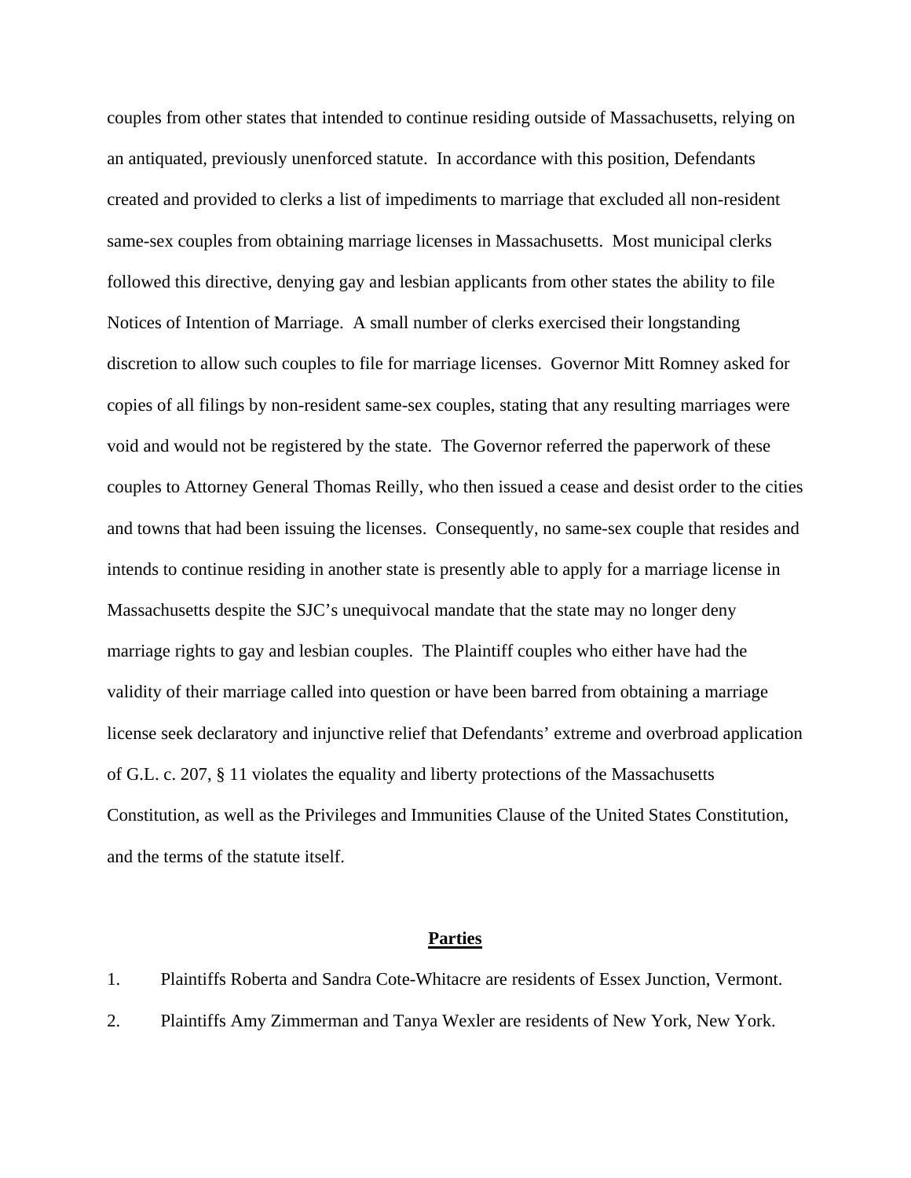couples from other states that intended to continue residing outside of Massachusetts, relying on an antiquated, previously unenforced statute. In accordance with this position, Defendants created and provided to clerks a list of impediments to marriage that excluded all non-resident same-sex couples from obtaining marriage licenses in Massachusetts. Most municipal clerks followed this directive, denying gay and lesbian applicants from other states the ability to file Notices of Intention of Marriage. A small number of clerks exercised their longstanding discretion to allow such couples to file for marriage licenses. Governor Mitt Romney asked for copies of all filings by non-resident same-sex couples, stating that any resulting marriages were void and would not be registered by the state. The Governor referred the paperwork of these couples to Attorney General Thomas Reilly, who then issued a cease and desist order to the cities and towns that had been issuing the licenses. Consequently, no same-sex couple that resides and intends to continue residing in another state is presently able to apply for a marriage license in Massachusetts despite the SJC's unequivocal mandate that the state may no longer deny marriage rights to gay and lesbian couples. The Plaintiff couples who either have had the validity of their marriage called into question or have been barred from obtaining a marriage license seek declaratory and injunctive relief that Defendants' extreme and overbroad application of G.L. c. 207, § 11 violates the equality and liberty protections of the Massachusetts Constitution, as well as the Privileges and Immunities Clause of the United States Constitution, and the terms of the statute itself.

## Parties

1. Plaintiffs Roberta and Sandra Cote-Whitacre are residents of Essex Junction, Vermont.
2. Plaintiffs Amy Zimmerman and Tanya Wexler are residents of New York, New York.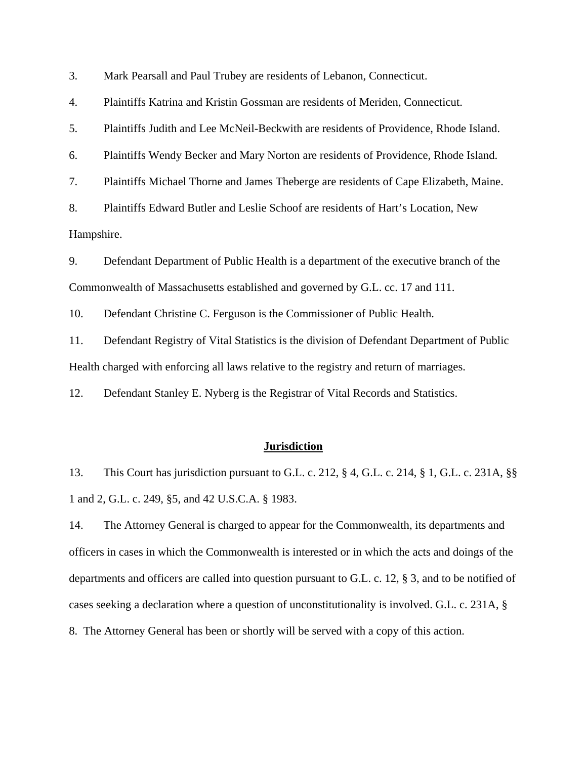3. Mark Pearsall and Paul Trubey are residents of Lebanon, Connecticut.

4. Plaintiffs Katrina and Kristin Gossman are residents of Meriden, Connecticut.

5. Plaintiffs Judith and Lee McNeil-Beckwith are residents of Providence, Rhode Island.

6. Plaintiffs Wendy Becker and Mary Norton are residents of Providence, Rhode Island.

7. Plaintiffs Michael Thorne and James Theberge are residents of Cape Elizabeth, Maine.

8. Plaintiffs Edward Butler and Leslie Schoof are residents of Hart's Location, New Hampshire.

9. Defendant Department of Public Health is a department of the executive branch of the Commonwealth of Massachusetts established and governed by G.L. cc. 17 and 111.

10. Defendant Christine C. Ferguson is the Commissioner of Public Health.

11. Defendant Registry of Vital Statistics is the division of Defendant Department of Public Health charged with enforcing all laws relative to the registry and return of marriages.

12. Defendant Stanley E. Nyberg is the Registrar of Vital Records and Statistics.

## Jurisdiction

13. This Court has jurisdiction pursuant to G.L. c. 212, § 4, G.L. c. 214, § 1, G.L. c. 231A, §§ 1 and 2, G.L. c. 249, §5, and 42 U.S.C.A. § 1983.

14. The Attorney General is charged to appear for the Commonwealth, its departments and officers in cases in which the Commonwealth is interested or in which the acts and doings of the departments and officers are called into question pursuant to G.L. c. 12, § 3, and to be notified of cases seeking a declaration where a question of unconstitutionality is involved. G.L. c. 231A, § 8. The Attorney General has been or shortly will be served with a copy of this action.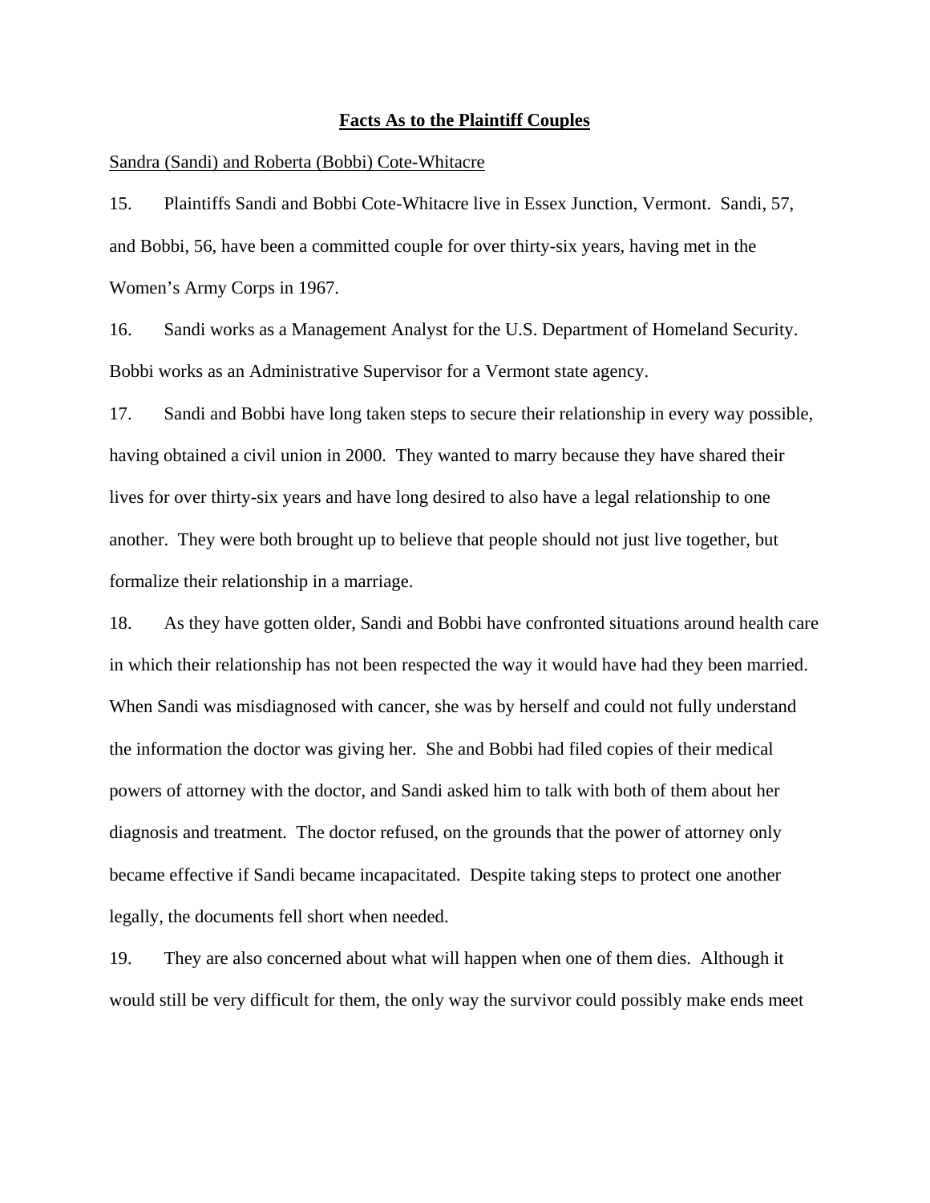## Facts As to the Plaintiff Couples

Sandra (Sandi) and Roberta (Bobbi) Cote-Whitacre

15. Plaintiffs Sandi and Bobbi Cote-Whitacre live in Essex Junction, Vermont. Sandi, 57, and Bobbi, 56, have been a committed couple for over thirty-six years, having met in the Women's Army Corps in 1967.

16. Sandi works as a Management Analyst for the U.S. Department of Homeland Security. Bobbi works as an Administrative Supervisor for a Vermont state agency.

17. Sandi and Bobbi have long taken steps to secure their relationship in every way possible, having obtained a civil union in 2000. They wanted to marry because they have shared their lives for over thirty-six years and have long desired to also have a legal relationship to one another. They were both brought up to believe that people should not just live together, but formalize their relationship in a marriage.

18. As they have gotten older, Sandi and Bobbi have confronted situations around health care in which their relationship has not been respected the way it would have had they been married. When Sandi was misdiagnosed with cancer, she was by herself and could not fully understand the information the doctor was giving her. She and Bobbi had filed copies of their medical powers of attorney with the doctor, and Sandi asked him to talk with both of them about her diagnosis and treatment. The doctor refused, on the grounds that the power of attorney only became effective if Sandi became incapacitated. Despite taking steps to protect one another legally, the documents fell short when needed.

19. They are also concerned about what will happen when one of them dies. Although it would still be very difficult for them, the only way the survivor could possibly make ends meet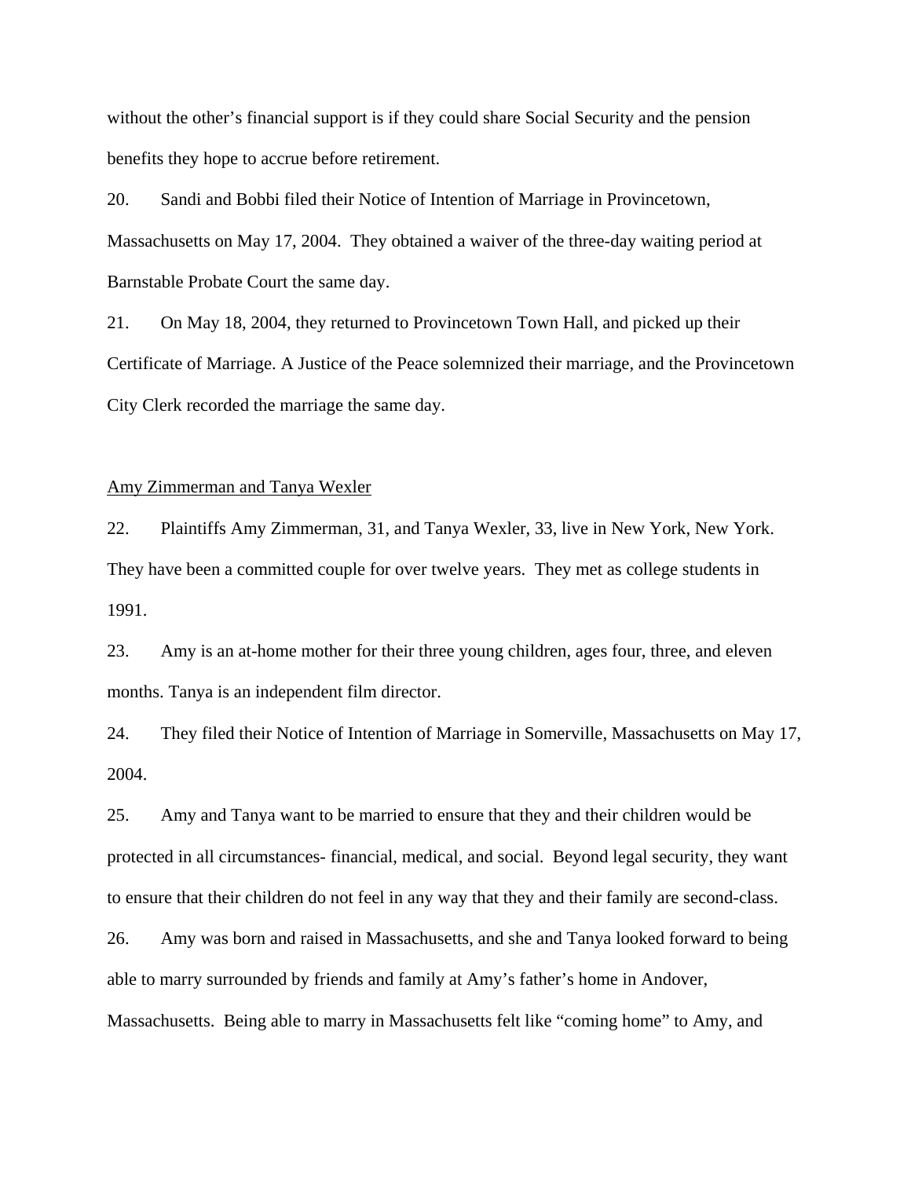without the other's financial support is if they could share Social Security and the pension benefits they hope to accrue before retirement.

20. Sandi and Bobbi filed their Notice of Intention of Marriage in Provincetown, Massachusetts on May 17, 2004. They obtained a waiver of the three-day waiting period at Barnstable Probate Court the same day.

21. On May 18, 2004, they returned to Provincetown Town Hall, and picked up their Certificate of Marriage. A Justice of the Peace solemnized their marriage, and the Provincetown City Clerk recorded the marriage the same day.

<u>Amy Zimmerman and Tanya Wexler</u>

22. Plaintiffs Amy Zimmerman, 31, and Tanya Wexler, 33, live in New York, New York. They have been a committed couple for over twelve years. They met as college students in 1991.

23. Amy is an at-home mother for their three young children, ages four, three, and eleven months. Tanya is an independent film director.

24. They filed their Notice of Intention of Marriage in Somerville, Massachusetts on May 17, 2004.

25. Amy and Tanya want to be married to ensure that they and their children would be protected in all circumstances- financial, medical, and social. Beyond legal security, they want to ensure that their children do not feel in any way that they and their family are second-class.

26. Amy was born and raised in Massachusetts, and she and Tanya looked forward to being able to marry surrounded by friends and family at Amy's father's home in Andover, Massachusetts. Being able to marry in Massachusetts felt like "coming home" to Amy, and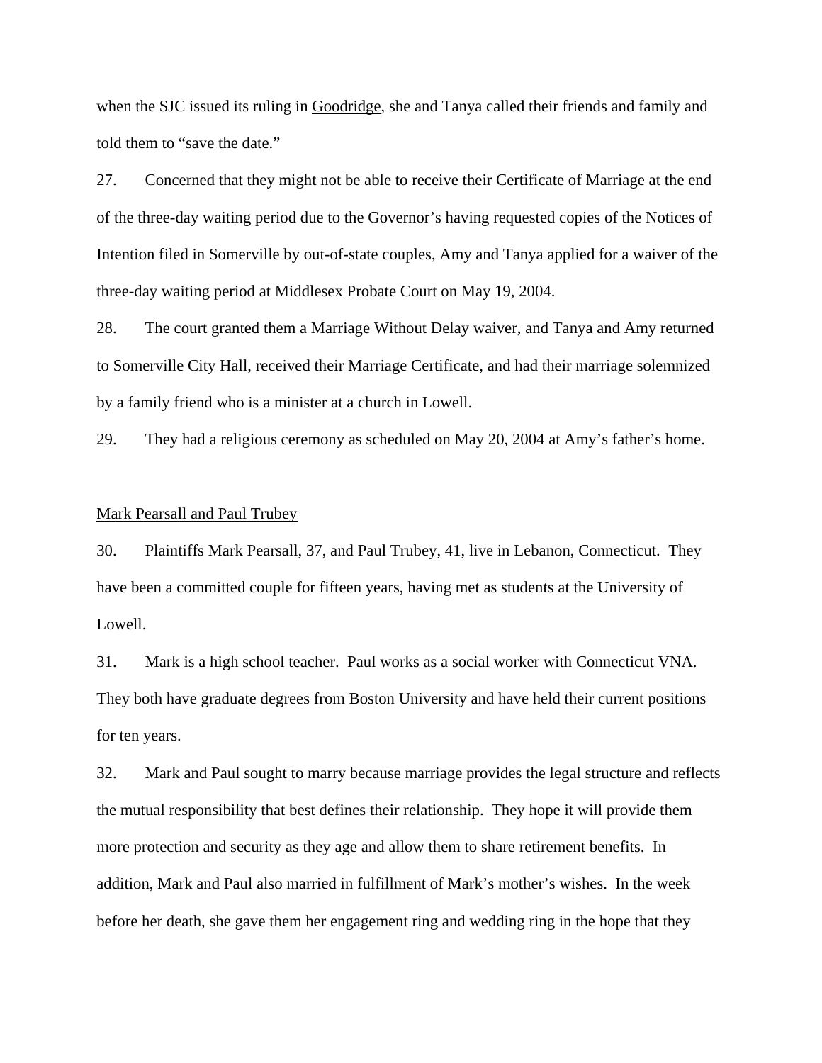when the SJC issued its ruling in <u>Goodridge</u>, she and Tanya called their friends and family and told them to "save the date."

27. Concerned that they might not be able to receive their Certificate of Marriage at the end of the three-day waiting period due to the Governor's having requested copies of the Notices of Intention filed in Somerville by out-of-state couples, Amy and Tanya applied for a waiver of the three-day waiting period at Middlesex Probate Court on May 19, 2004.

28. The court granted them a Marriage Without Delay waiver, and Tanya and Amy returned to Somerville City Hall, received their Marriage Certificate, and had their marriage solemnized by a family friend who is a minister at a church in Lowell.

29. They had a religious ceremony as scheduled on May 20, 2004 at Amy's father's home.

<u>Mark Pearsall and Paul Trubey</u>

30. Plaintiffs Mark Pearsall, 37, and Paul Trubey, 41, live in Lebanon, Connecticut. They have been a committed couple for fifteen years, having met as students at the University of Lowell.

31. Mark is a high school teacher. Paul works as a social worker with Connecticut VNA. They both have graduate degrees from Boston University and have held their current positions for ten years.

32. Mark and Paul sought to marry because marriage provides the legal structure and reflects the mutual responsibility that best defines their relationship. They hope it will provide them more protection and security as they age and allow them to share retirement benefits. In addition, Mark and Paul also married in fulfillment of Mark's mother's wishes. In the week before her death, she gave them her engagement ring and wedding ring in the hope that they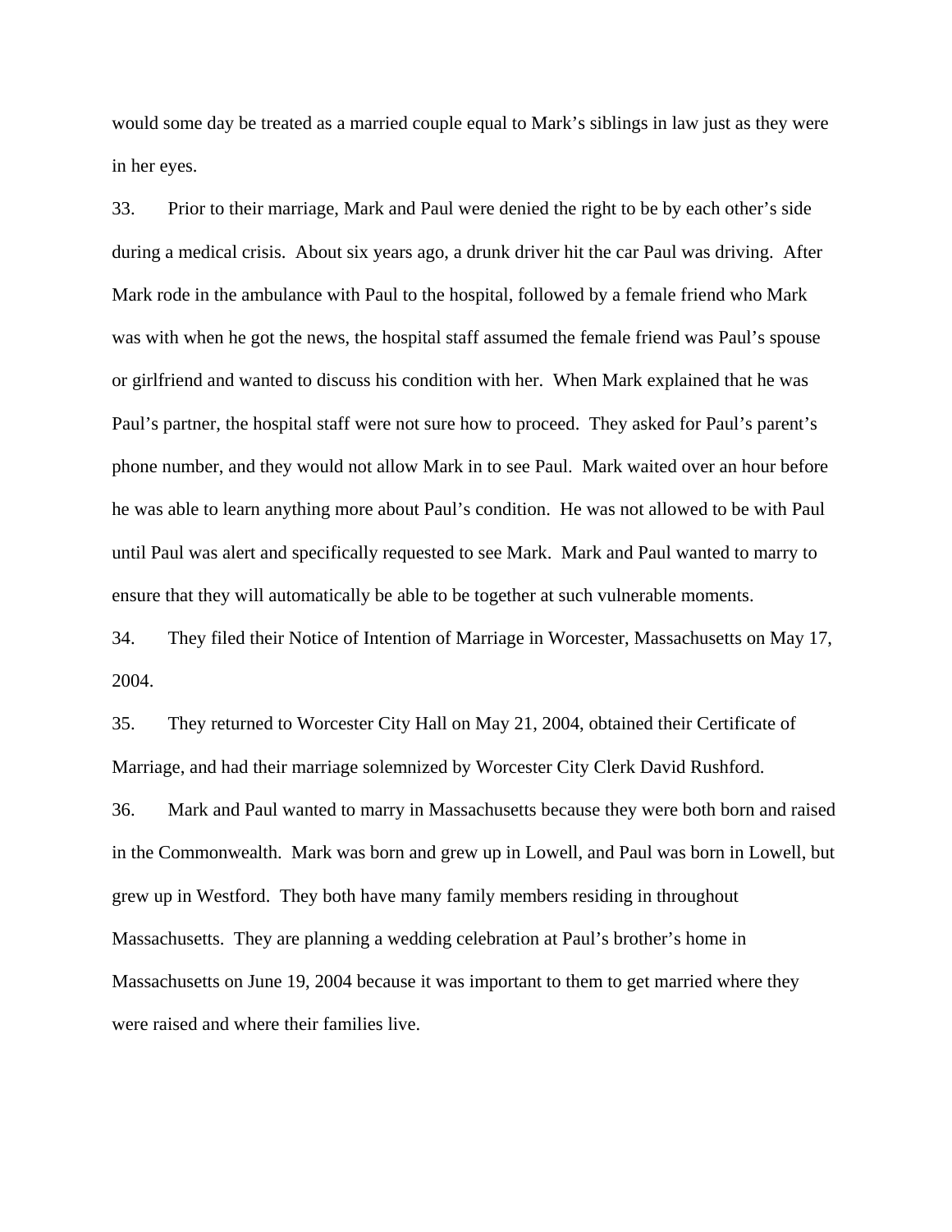would some day be treated as a married couple equal to Mark's siblings in law just as they were in her eyes.

33. Prior to their marriage, Mark and Paul were denied the right to be by each other's side during a medical crisis. About six years ago, a drunk driver hit the car Paul was driving. After Mark rode in the ambulance with Paul to the hospital, followed by a female friend who Mark was with when he got the news, the hospital staff assumed the female friend was Paul's spouse or girlfriend and wanted to discuss his condition with her. When Mark explained that he was Paul's partner, the hospital staff were not sure how to proceed. They asked for Paul's parent's phone number, and they would not allow Mark in to see Paul. Mark waited over an hour before he was able to learn anything more about Paul's condition. He was not allowed to be with Paul until Paul was alert and specifically requested to see Mark. Mark and Paul wanted to marry to ensure that they will automatically be able to be together at such vulnerable moments.

34. They filed their Notice of Intention of Marriage in Worcester, Massachusetts on May 17, 2004.

35. They returned to Worcester City Hall on May 21, 2004, obtained their Certificate of Marriage, and had their marriage solemnized by Worcester City Clerk David Rushford.

36. Mark and Paul wanted to marry in Massachusetts because they were both born and raised in the Commonwealth. Mark was born and grew up in Lowell, and Paul was born in Lowell, but grew up in Westford. They both have many family members residing in throughout Massachusetts. They are planning a wedding celebration at Paul's brother's home in Massachusetts on June 19, 2004 because it was important to them to get married where they were raised and where their families live.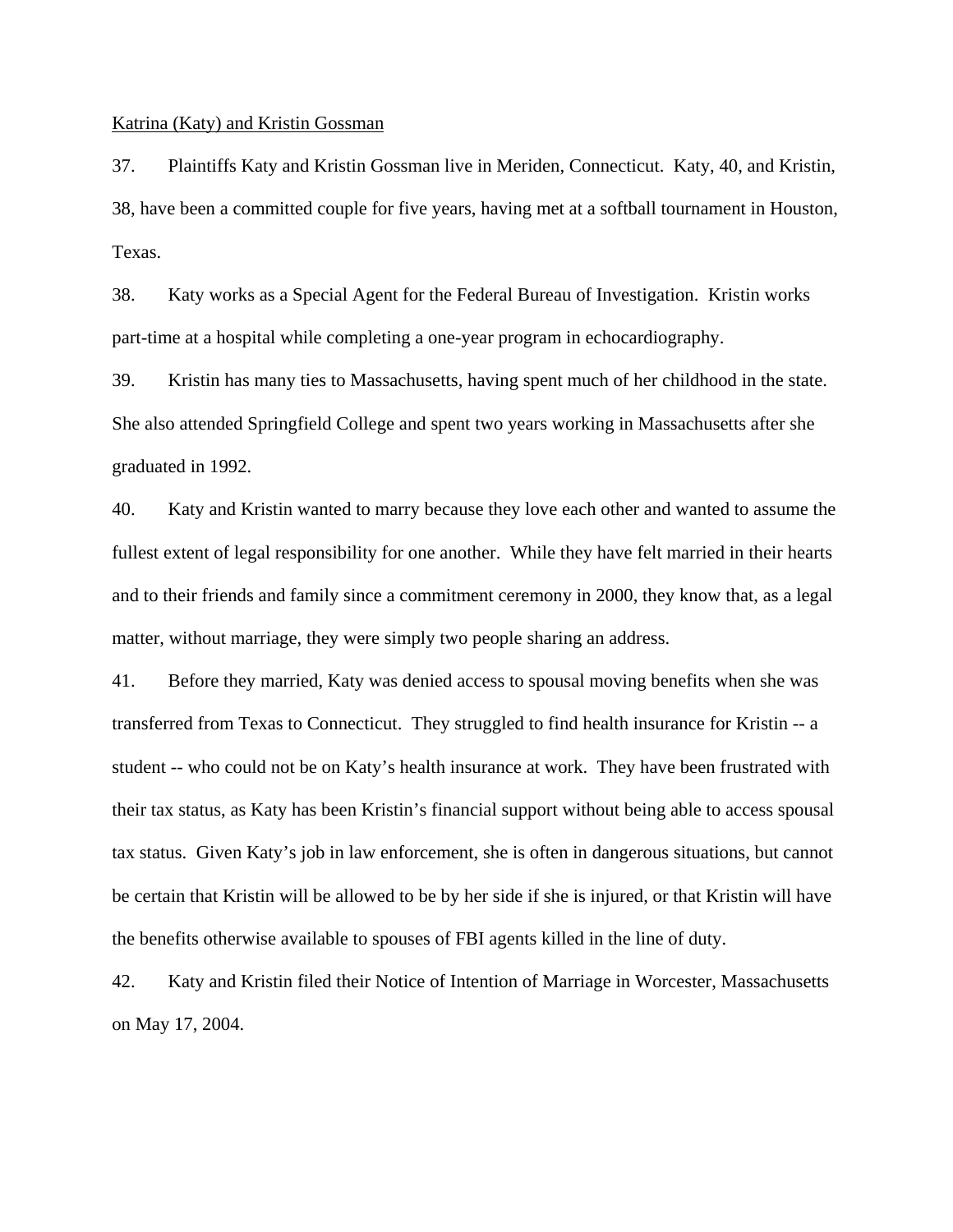Katrina (Katy) and Kristin Gossman

37. Plaintiffs Katy and Kristin Gossman live in Meriden, Connecticut. Katy, 40, and Kristin, 38, have been a committed couple for five years, having met at a softball tournament in Houston, Texas.

38. Katy works as a Special Agent for the Federal Bureau of Investigation. Kristin works part-time at a hospital while completing a one-year program in echocardiography.

39. Kristin has many ties to Massachusetts, having spent much of her childhood in the state. She also attended Springfield College and spent two years working in Massachusetts after she graduated in 1992.

40. Katy and Kristin wanted to marry because they love each other and wanted to assume the fullest extent of legal responsibility for one another. While they have felt married in their hearts and to their friends and family since a commitment ceremony in 2000, they know that, as a legal matter, without marriage, they were simply two people sharing an address.

41. Before they married, Katy was denied access to spousal moving benefits when she was transferred from Texas to Connecticut. They struggled to find health insurance for Kristin -- a student -- who could not be on Katy's health insurance at work. They have been frustrated with their tax status, as Katy has been Kristin's financial support without being able to access spousal tax status. Given Katy's job in law enforcement, she is often in dangerous situations, but cannot be certain that Kristin will be allowed to be by her side if she is injured, or that Kristin will have the benefits otherwise available to spouses of FBI agents killed in the line of duty.

42. Katy and Kristin filed their Notice of Intention of Marriage in Worcester, Massachusetts on May 17, 2004.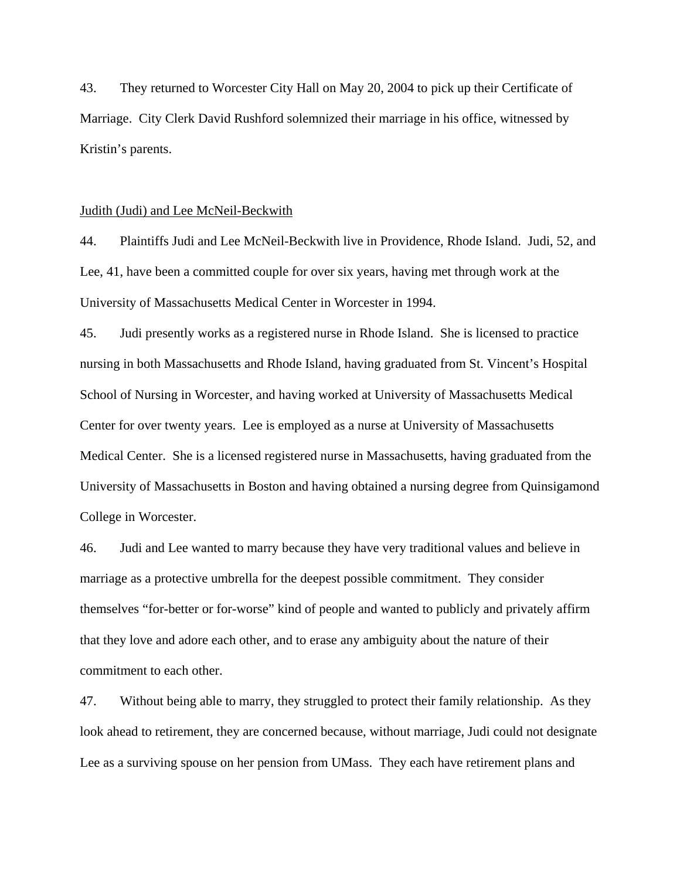43. They returned to Worcester City Hall on May 20, 2004 to pick up their Certificate of Marriage. City Clerk David Rushford solemnized their marriage in his office, witnessed by Kristin's parents.

<u>Judith (Judi) and Lee McNeil-Beckwith</u>

44. Plaintiffs Judi and Lee McNeil-Beckwith live in Providence, Rhode Island. Judi, 52, and Lee, 41, have been a committed couple for over six years, having met through work at the University of Massachusetts Medical Center in Worcester in 1994.

45. Judi presently works as a registered nurse in Rhode Island. She is licensed to practice nursing in both Massachusetts and Rhode Island, having graduated from St. Vincent's Hospital School of Nursing in Worcester, and having worked at University of Massachusetts Medical Center for over twenty years. Lee is employed as a nurse at University of Massachusetts Medical Center. She is a licensed registered nurse in Massachusetts, having graduated from the University of Massachusetts in Boston and having obtained a nursing degree from Quinsigamond College in Worcester.

46. Judi and Lee wanted to marry because they have very traditional values and believe in marriage as a protective umbrella for the deepest possible commitment. They consider themselves "for-better or for-worse" kind of people and wanted to publicly and privately affirm that they love and adore each other, and to erase any ambiguity about the nature of their commitment to each other.

47. Without being able to marry, they struggled to protect their family relationship. As they look ahead to retirement, they are concerned because, without marriage, Judi could not designate Lee as a surviving spouse on her pension from UMass. They each have retirement plans and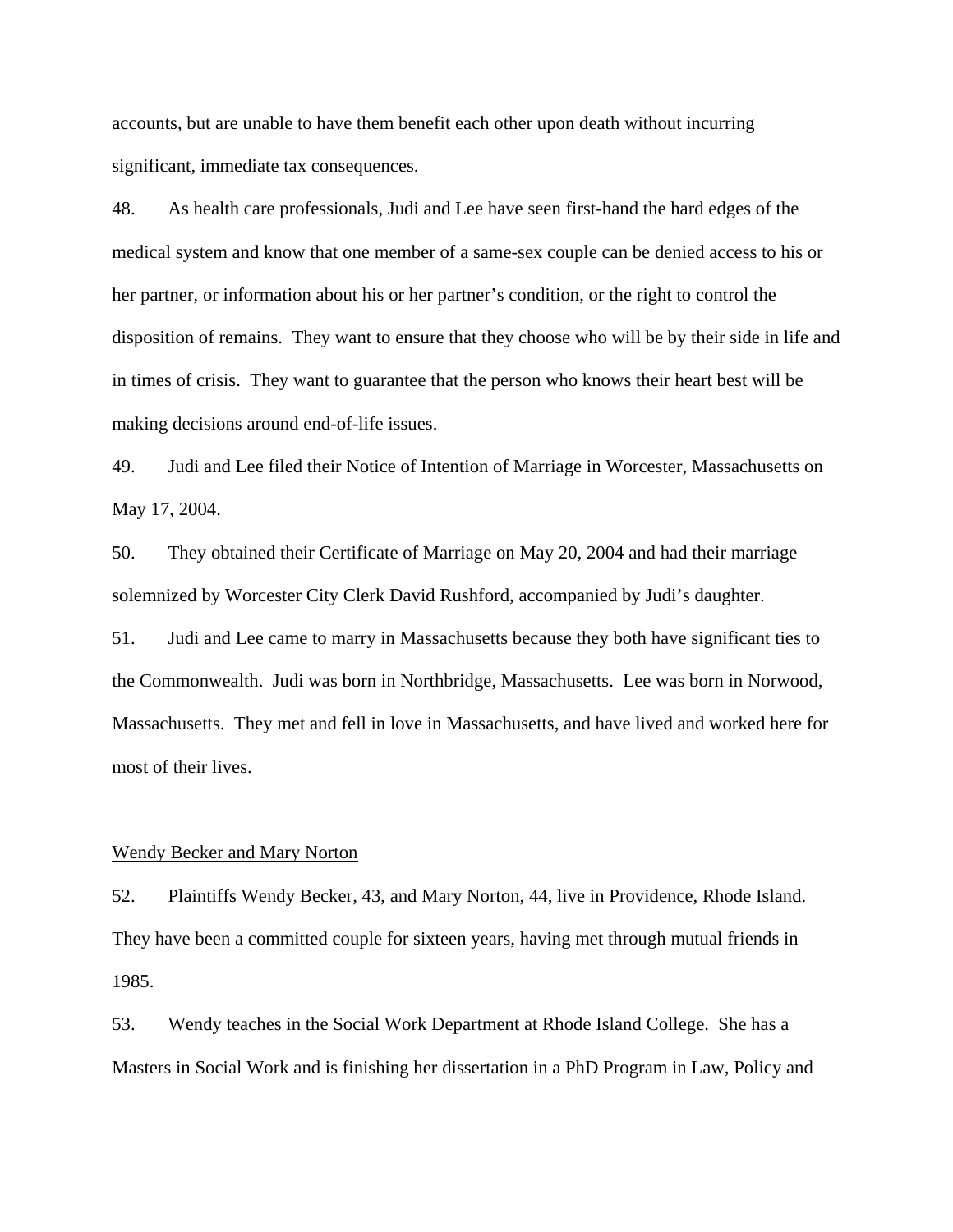accounts, but are unable to have them benefit each other upon death without incurring significant, immediate tax consequences.

48. As health care professionals, Judi and Lee have seen first-hand the hard edges of the medical system and know that one member of a same-sex couple can be denied access to his or her partner, or information about his or her partner's condition, or the right to control the disposition of remains. They want to ensure that they choose who will be by their side in life and in times of crisis. They want to guarantee that the person who knows their heart best will be making decisions around end-of-life issues.

49. Judi and Lee filed their Notice of Intention of Marriage in Worcester, Massachusetts on May 17, 2004.

50. They obtained their Certificate of Marriage on May 20, 2004 and had their marriage solemnized by Worcester City Clerk David Rushford, accompanied by Judi's daughter.

51. Judi and Lee came to marry in Massachusetts because they both have significant ties to the Commonwealth. Judi was born in Northbridge, Massachusetts. Lee was born in Norwood, Massachusetts. They met and fell in love in Massachusetts, and have lived and worked here for most of their lives.

<u>Wendy Becker and Mary Norton</u>

52. Plaintiffs Wendy Becker, 43, and Mary Norton, 44, live in Providence, Rhode Island. They have been a committed couple for sixteen years, having met through mutual friends in 1985.

53. Wendy teaches in the Social Work Department at Rhode Island College. She has a Masters in Social Work and is finishing her dissertation in a PhD Program in Law, Policy and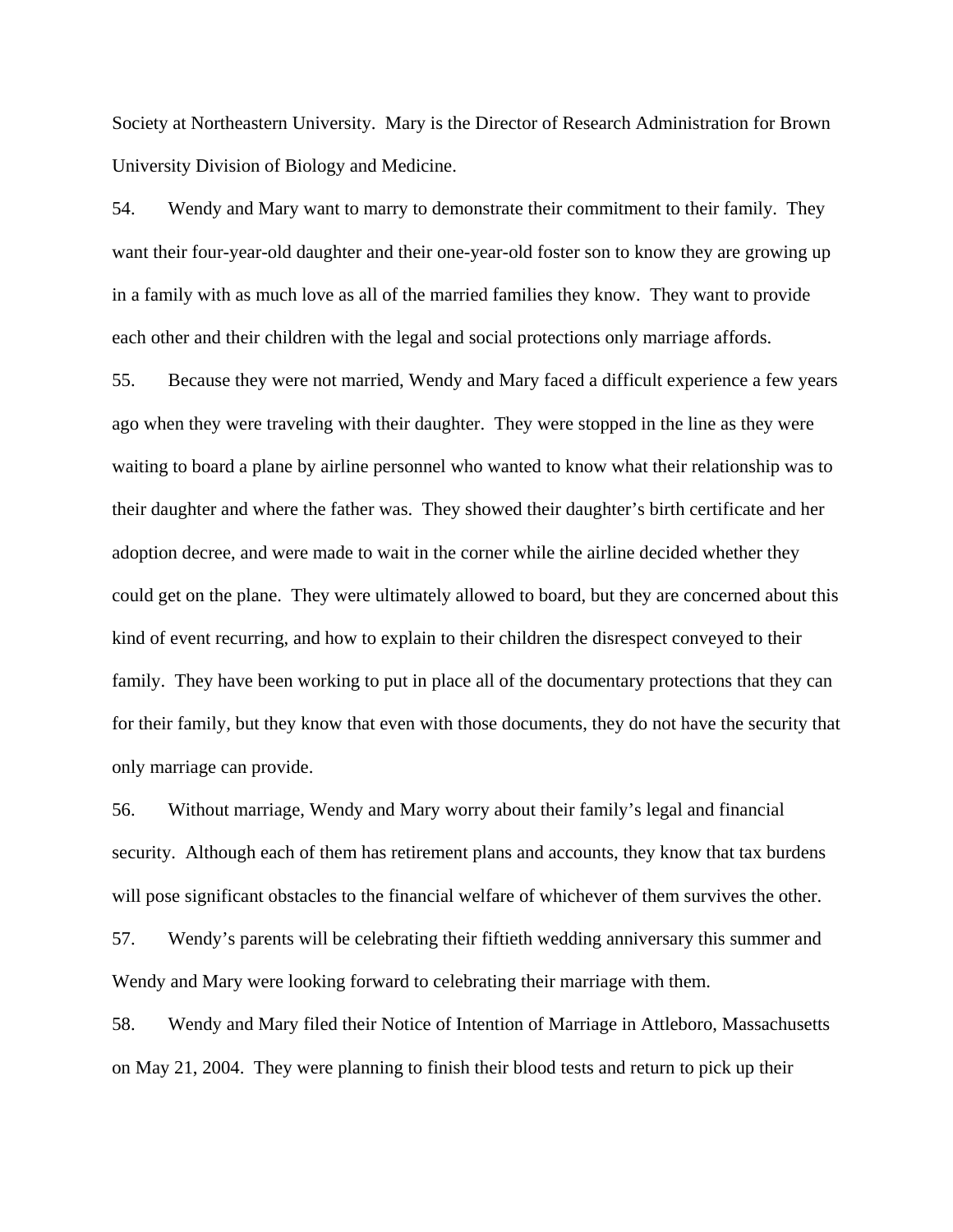Society at Northeastern University. Mary is the Director of Research Administration for Brown University Division of Biology and Medicine.

54. Wendy and Mary want to marry to demonstrate their commitment to their family. They want their four-year-old daughter and their one-year-old foster son to know they are growing up in a family with as much love as all of the married families they know. They want to provide each other and their children with the legal and social protections only marriage affords.

55. Because they were not married, Wendy and Mary faced a difficult experience a few years ago when they were traveling with their daughter. They were stopped in the line as they were waiting to board a plane by airline personnel who wanted to know what their relationship was to their daughter and where the father was. They showed their daughter's birth certificate and her adoption decree, and were made to wait in the corner while the airline decided whether they could get on the plane. They were ultimately allowed to board, but they are concerned about this kind of event recurring, and how to explain to their children the disrespect conveyed to their family. They have been working to put in place all of the documentary protections that they can for their family, but they know that even with those documents, they do not have the security that only marriage can provide.

56. Without marriage, Wendy and Mary worry about their family's legal and financial security. Although each of them has retirement plans and accounts, they know that tax burdens will pose significant obstacles to the financial welfare of whichever of them survives the other.

57. Wendy's parents will be celebrating their fiftieth wedding anniversary this summer and Wendy and Mary were looking forward to celebrating their marriage with them.

58. Wendy and Mary filed their Notice of Intention of Marriage in Attleboro, Massachusetts on May 21, 2004. They were planning to finish their blood tests and return to pick up their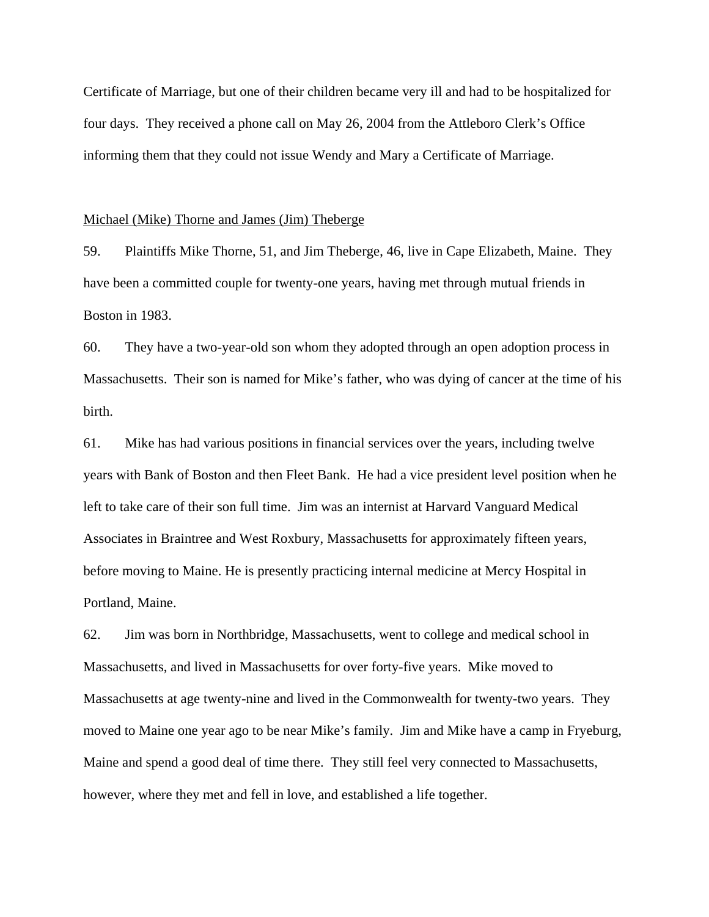Certificate of Marriage, but one of their children became very ill and had to be hospitalized for four days. They received a phone call on May 26, 2004 from the Attleboro Clerk's Office informing them that they could not issue Wendy and Mary a Certificate of Marriage.

Michael (Mike) Thorne and James (Jim) Theberge

59. Plaintiffs Mike Thorne, 51, and Jim Theberge, 46, live in Cape Elizabeth, Maine. They have been a committed couple for twenty-one years, having met through mutual friends in Boston in 1983.

60. They have a two-year-old son whom they adopted through an open adoption process in Massachusetts. Their son is named for Mike's father, who was dying of cancer at the time of his birth.

61. Mike has had various positions in financial services over the years, including twelve years with Bank of Boston and then Fleet Bank. He had a vice president level position when he left to take care of their son full time. Jim was an internist at Harvard Vanguard Medical Associates in Braintree and West Roxbury, Massachusetts for approximately fifteen years, before moving to Maine. He is presently practicing internal medicine at Mercy Hospital in Portland, Maine.

62. Jim was born in Northbridge, Massachusetts, went to college and medical school in Massachusetts, and lived in Massachusetts for over forty-five years. Mike moved to Massachusetts at age twenty-nine and lived in the Commonwealth for twenty-two years. They moved to Maine one year ago to be near Mike's family. Jim and Mike have a camp in Fryeburg, Maine and spend a good deal of time there. They still feel very connected to Massachusetts, however, where they met and fell in love, and established a life together.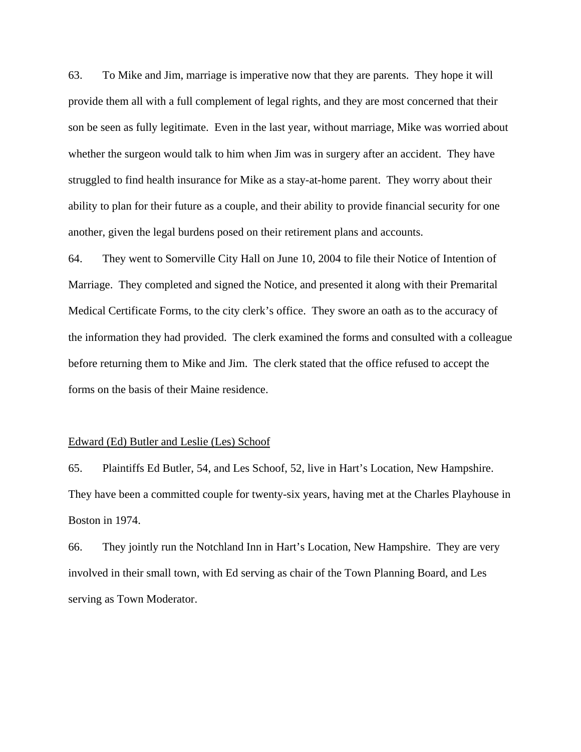63. To Mike and Jim, marriage is imperative now that they are parents. They hope it will provide them all with a full complement of legal rights, and they are most concerned that their son be seen as fully legitimate. Even in the last year, without marriage, Mike was worried about whether the surgeon would talk to him when Jim was in surgery after an accident. They have struggled to find health insurance for Mike as a stay-at-home parent. They worry about their ability to plan for their future as a couple, and their ability to provide financial security for one another, given the legal burdens posed on their retirement plans and accounts.

64. They went to Somerville City Hall on June 10, 2004 to file their Notice of Intention of Marriage. They completed and signed the Notice, and presented it along with their Premarital Medical Certificate Forms, to the city clerk's office. They swore an oath as to the accuracy of the information they had provided. The clerk examined the forms and consulted with a colleague before returning them to Mike and Jim. The clerk stated that the office refused to accept the forms on the basis of their Maine residence.

<u>Edward (Ed) Butler and Leslie (Les) Schoof</u>

65. Plaintiffs Ed Butler, 54, and Les Schoof, 52, live in Hart's Location, New Hampshire. They have been a committed couple for twenty-six years, having met at the Charles Playhouse in Boston in 1974.

66. They jointly run the Notchland Inn in Hart's Location, New Hampshire. They are very involved in their small town, with Ed serving as chair of the Town Planning Board, and Les serving as Town Moderator.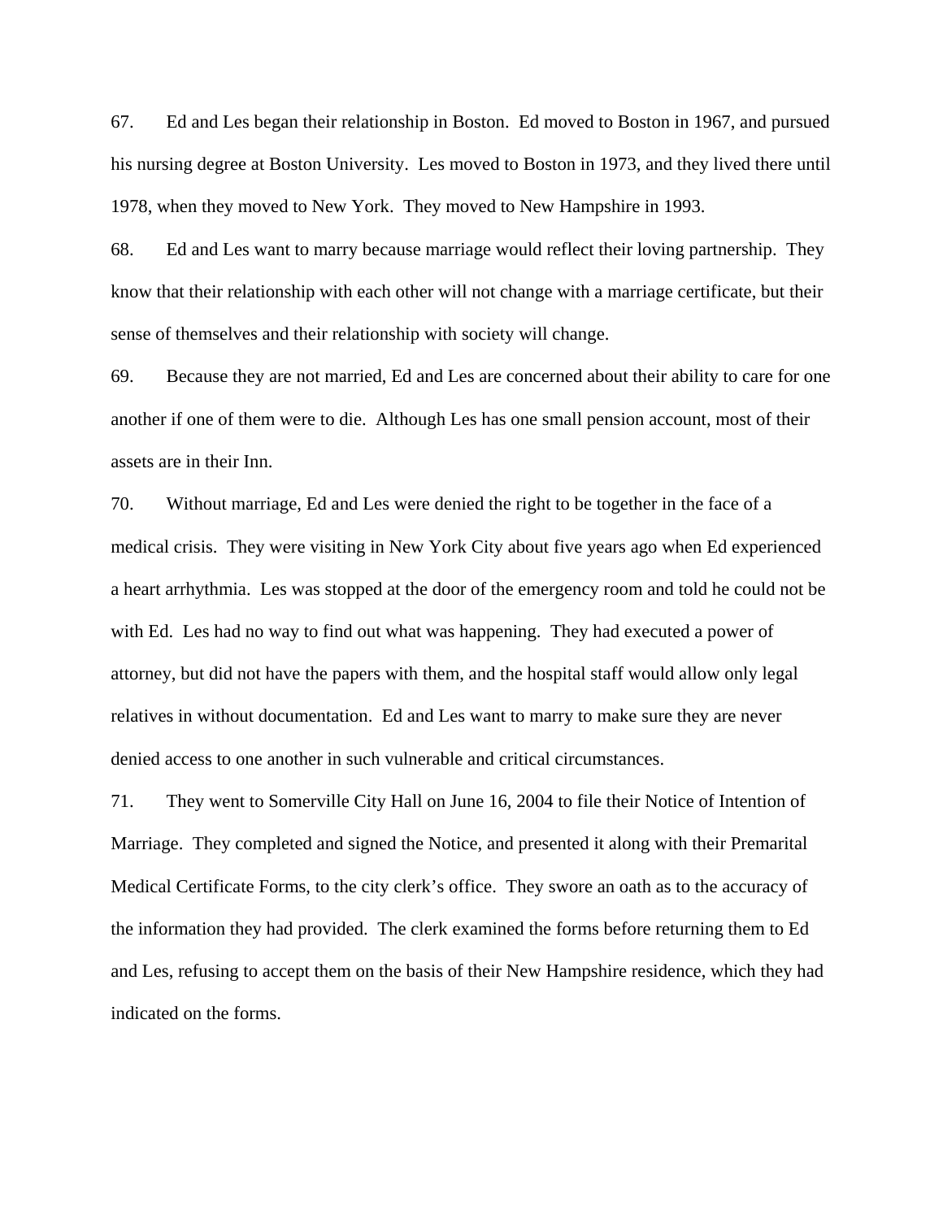67. Ed and Les began their relationship in Boston. Ed moved to Boston in 1967, and pursued his nursing degree at Boston University. Les moved to Boston in 1973, and they lived there until 1978, when they moved to New York. They moved to New Hampshire in 1993.

68. Ed and Les want to marry because marriage would reflect their loving partnership. They know that their relationship with each other will not change with a marriage certificate, but their sense of themselves and their relationship with society will change.

69. Because they are not married, Ed and Les are concerned about their ability to care for one another if one of them were to die. Although Les has one small pension account, most of their assets are in their Inn.

70. Without marriage, Ed and Les were denied the right to be together in the face of a medical crisis. They were visiting in New York City about five years ago when Ed experienced a heart arrhythmia. Les was stopped at the door of the emergency room and told he could not be with Ed. Les had no way to find out what was happening. They had executed a power of attorney, but did not have the papers with them, and the hospital staff would allow only legal relatives in without documentation. Ed and Les want to marry to make sure they are never denied access to one another in such vulnerable and critical circumstances.

71. They went to Somerville City Hall on June 16, 2004 to file their Notice of Intention of Marriage. They completed and signed the Notice, and presented it along with their Premarital Medical Certificate Forms, to the city clerk's office. They swore an oath as to the accuracy of the information they had provided. The clerk examined the forms before returning them to Ed and Les, refusing to accept them on the basis of their New Hampshire residence, which they had indicated on the forms.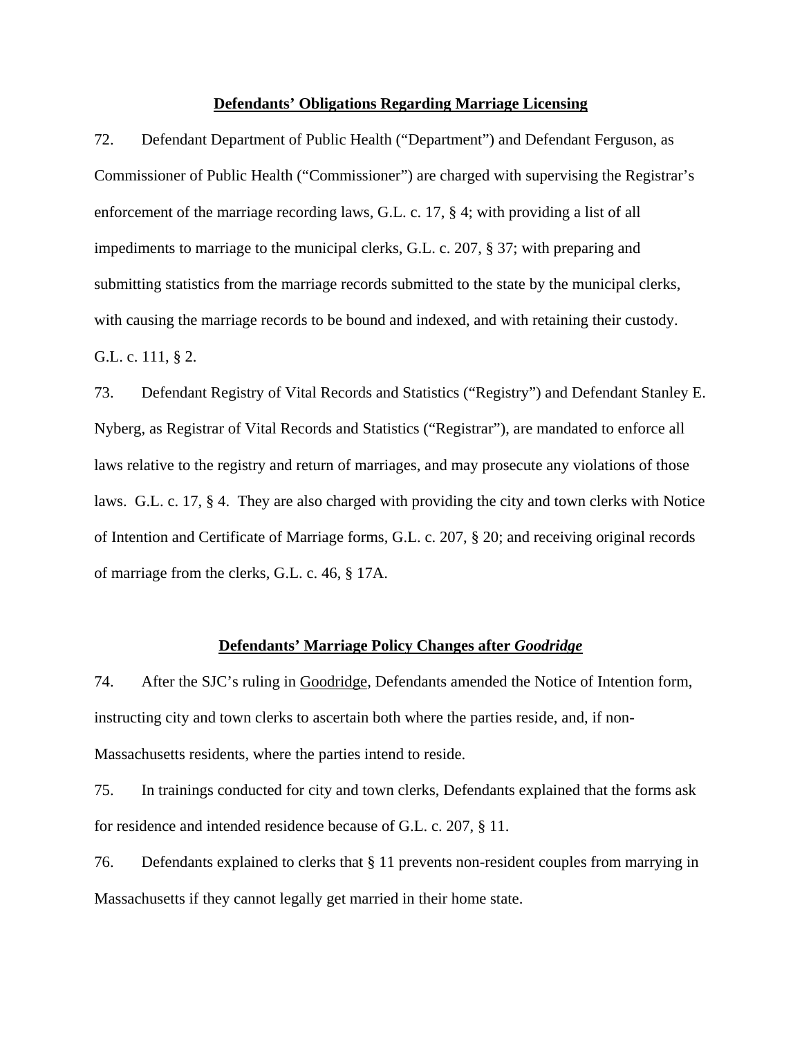## **Defendants' Obligations Regarding Marriage Licensing**

72. Defendant Department of Public Health ("Department") and Defendant Ferguson, as Commissioner of Public Health ("Commissioner") are charged with supervising the Registrar's enforcement of the marriage recording laws, G.L. c. 17, § 4; with providing a list of all impediments to marriage to the municipal clerks, G.L. c. 207, § 37; with preparing and submitting statistics from the marriage records submitted to the state by the municipal clerks, with causing the marriage records to be bound and indexed, and with retaining their custody. G.L. c. 111, § 2.

73. Defendant Registry of Vital Records and Statistics ("Registry") and Defendant Stanley E. Nyberg, as Registrar of Vital Records and Statistics ("Registrar"), are mandated to enforce all laws relative to the registry and return of marriages, and may prosecute any violations of those laws. G.L. c. 17, § 4. They are also charged with providing the city and town clerks with Notice of Intention and Certificate of Marriage forms, G.L. c. 207, § 20; and receiving original records of marriage from the clerks, G.L. c. 46, § 17A.

## **Defendants' Marriage Policy Changes after *Goodridge***

74. After the SJC's ruling in Goodridge, Defendants amended the Notice of Intention form, instructing city and town clerks to ascertain both where the parties reside, and, if non-Massachusetts residents, where the parties intend to reside.

75. In trainings conducted for city and town clerks, Defendants explained that the forms ask for residence and intended residence because of G.L. c. 207, § 11.

76. Defendants explained to clerks that § 11 prevents non-resident couples from marrying in Massachusetts if they cannot legally get married in their home state.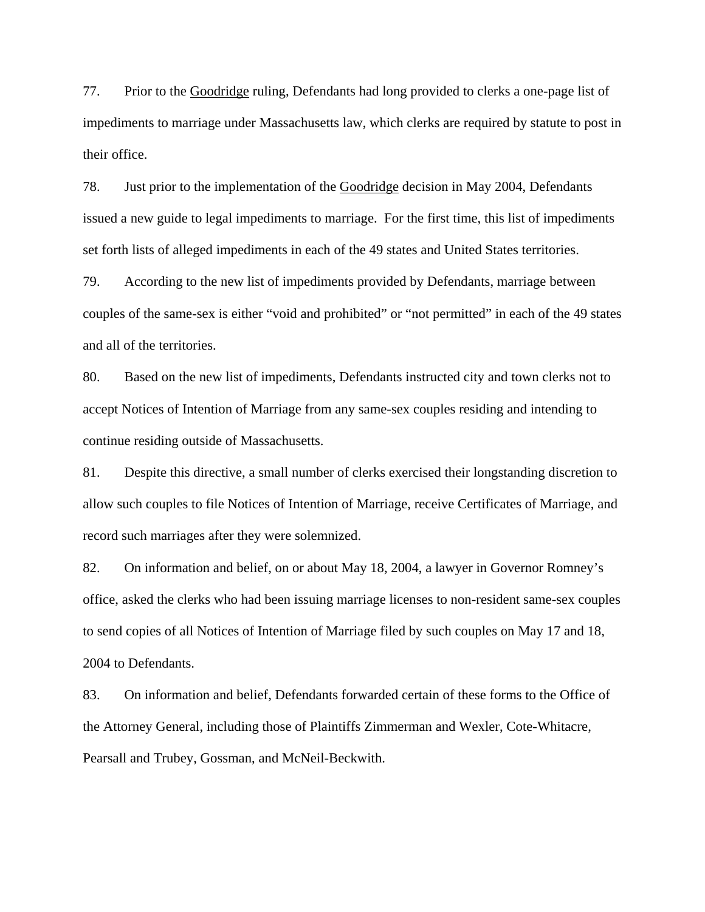77. Prior to the Goodridge ruling, Defendants had long provided to clerks a one-page list of impediments to marriage under Massachusetts law, which clerks are required by statute to post in their office.

78. Just prior to the implementation of the Goodridge decision in May 2004, Defendants issued a new guide to legal impediments to marriage. For the first time, this list of impediments set forth lists of alleged impediments in each of the 49 states and United States territories.

79. According to the new list of impediments provided by Defendants, marriage between couples of the same-sex is either "void and prohibited" or "not permitted" in each of the 49 states and all of the territories.

80. Based on the new list of impediments, Defendants instructed city and town clerks not to accept Notices of Intention of Marriage from any same-sex couples residing and intending to continue residing outside of Massachusetts.

81. Despite this directive, a small number of clerks exercised their longstanding discretion to allow such couples to file Notices of Intention of Marriage, receive Certificates of Marriage, and record such marriages after they were solemnized.

82. On information and belief, on or about May 18, 2004, a lawyer in Governor Romney's office, asked the clerks who had been issuing marriage licenses to non-resident same-sex couples to send copies of all Notices of Intention of Marriage filed by such couples on May 17 and 18, 2004 to Defendants.

83. On information and belief, Defendants forwarded certain of these forms to the Office of the Attorney General, including those of Plaintiffs Zimmerman and Wexler, Cote-Whitacre, Pearsall and Trubey, Gossman, and McNeil-Beckwith.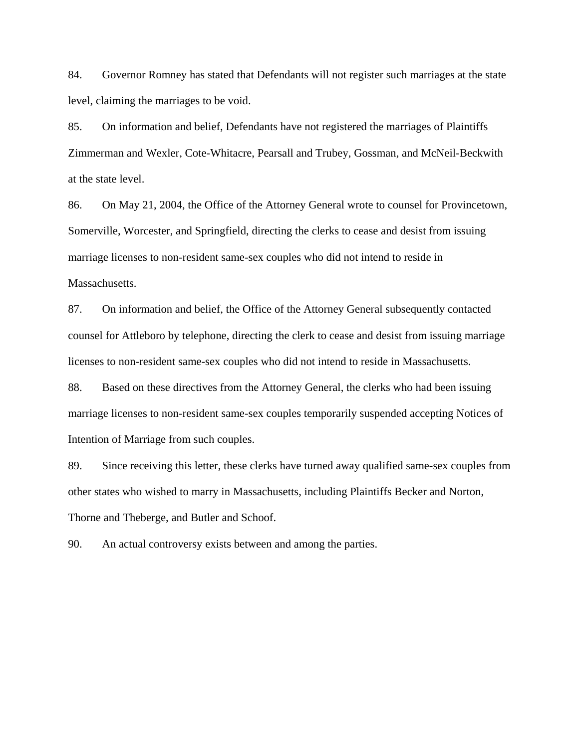84. Governor Romney has stated that Defendants will not register such marriages at the state level, claiming the marriages to be void.

85. On information and belief, Defendants have not registered the marriages of Plaintiffs Zimmerman and Wexler, Cote-Whitacre, Pearsall and Trubey, Gossman, and McNeil-Beckwith at the state level.

86. On May 21, 2004, the Office of the Attorney General wrote to counsel for Provincetown, Somerville, Worcester, and Springfield, directing the clerks to cease and desist from issuing marriage licenses to non-resident same-sex couples who did not intend to reside in Massachusetts.

87. On information and belief, the Office of the Attorney General subsequently contacted counsel for Attleboro by telephone, directing the clerk to cease and desist from issuing marriage licenses to non-resident same-sex couples who did not intend to reside in Massachusetts.

88. Based on these directives from the Attorney General, the clerks who had been issuing marriage licenses to non-resident same-sex couples temporarily suspended accepting Notices of Intention of Marriage from such couples.

89. Since receiving this letter, these clerks have turned away qualified same-sex couples from other states who wished to marry in Massachusetts, including Plaintiffs Becker and Norton, Thorne and Theberge, and Butler and Schoof.

90. An actual controversy exists between and among the parties.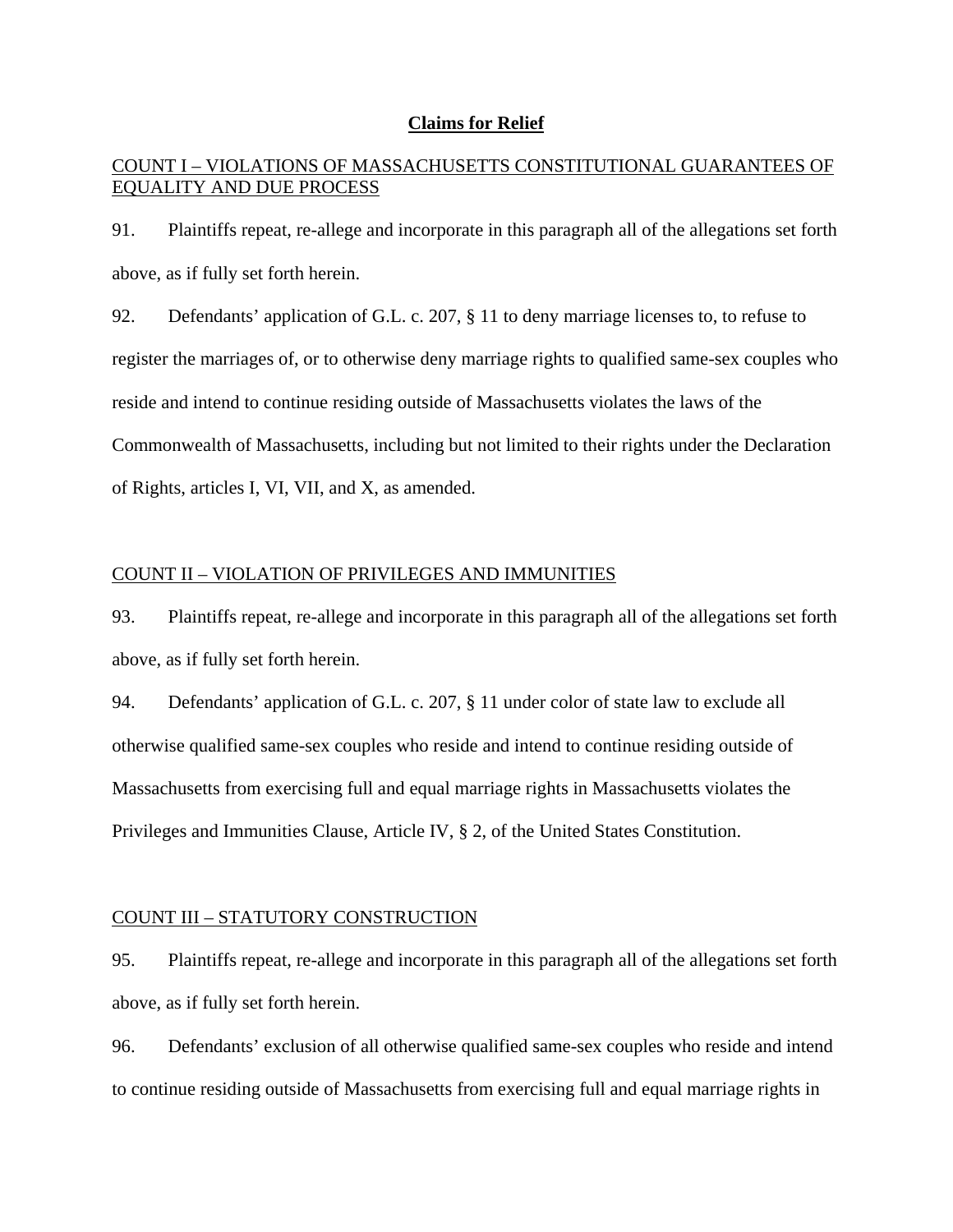## **Claims for Relief**

COUNT I – VIOLATIONS OF MASSACHUSETTS CONSTITUTIONAL GUARANTEES OF EQUALITY AND DUE PROCESS

91. Plaintiffs repeat, re-allege and incorporate in this paragraph all of the allegations set forth above, as if fully set forth herein.

92. Defendants' application of G.L. c. 207, § 11 to deny marriage licenses to, to refuse to register the marriages of, or to otherwise deny marriage rights to qualified same-sex couples who reside and intend to continue residing outside of Massachusetts violates the laws of the Commonwealth of Massachusetts, including but not limited to their rights under the Declaration of Rights, articles I, VI, VII, and X, as amended.

COUNT II – VIOLATION OF PRIVILEGES AND IMMUNITIES

93. Plaintiffs repeat, re-allege and incorporate in this paragraph all of the allegations set forth above, as if fully set forth herein.

94. Defendants' application of G.L. c. 207, § 11 under color of state law to exclude all otherwise qualified same-sex couples who reside and intend to continue residing outside of Massachusetts from exercising full and equal marriage rights in Massachusetts violates the Privileges and Immunities Clause, Article IV, § 2, of the United States Constitution.

COUNT III – STATUTORY CONSTRUCTION

95. Plaintiffs repeat, re-allege and incorporate in this paragraph all of the allegations set forth above, as if fully set forth herein.

96. Defendants' exclusion of all otherwise qualified same-sex couples who reside and intend to continue residing outside of Massachusetts from exercising full and equal marriage rights in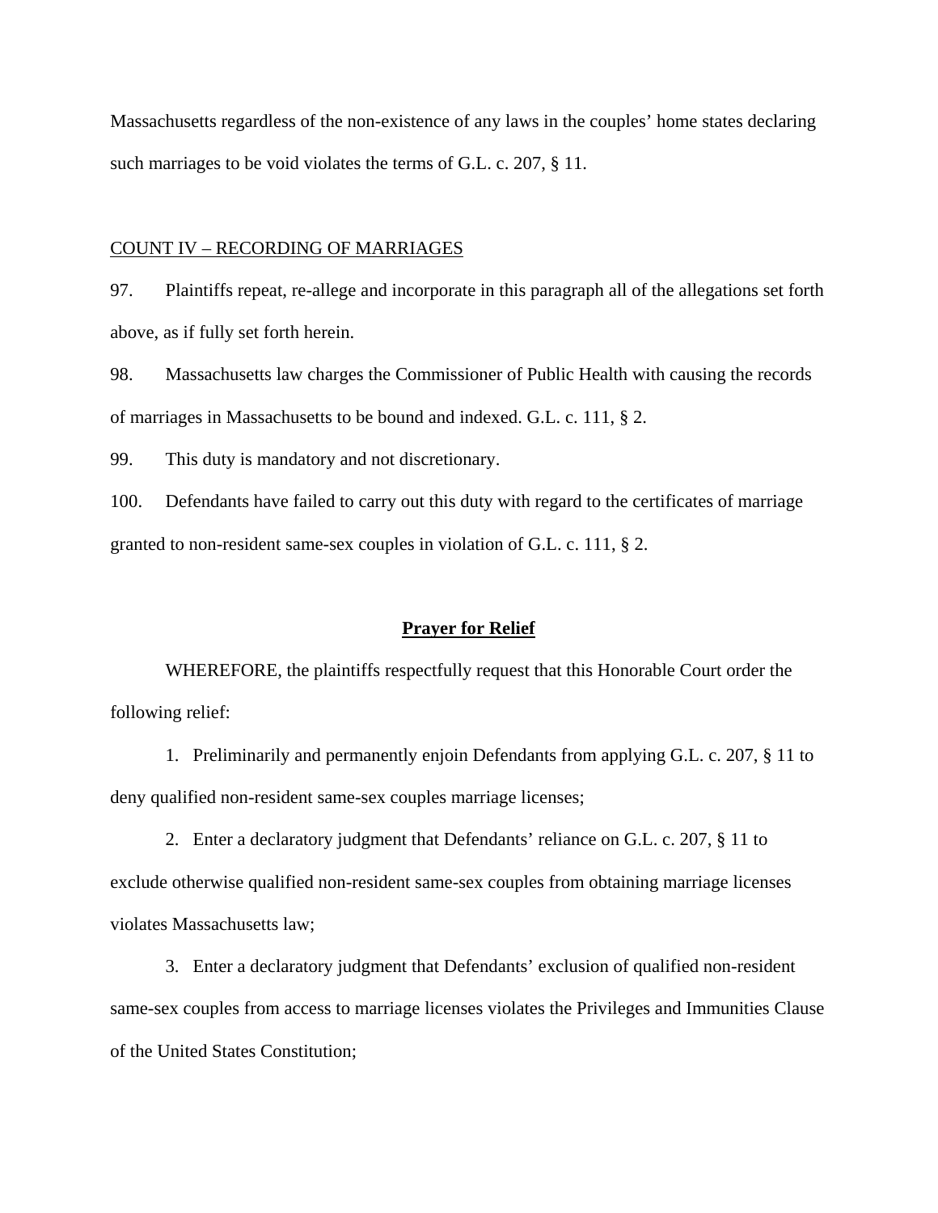Massachusetts regardless of the non-existence of any laws in the couples' home states declaring such marriages to be void violates the terms of G.L. c. 207, § 11.

COUNT IV – RECORDING OF MARRIAGES

97. Plaintiffs repeat, re-allege and incorporate in this paragraph all of the allegations set forth above, as if fully set forth herein.

98. Massachusetts law charges the Commissioner of Public Health with causing the records of marriages in Massachusetts to be bound and indexed. G.L. c. 111, § 2.

99. This duty is mandatory and not discretionary.

100. Defendants have failed to carry out this duty with regard to the certificates of marriage granted to non-resident same-sex couples in violation of G.L. c. 111, § 2.

## Prayer for Relief

WHEREFORE, the plaintiffs respectfully request that this Honorable Court order the following relief:

1. Preliminarily and permanently enjoin Defendants from applying G.L. c. 207, § 11 to deny qualified non-resident same-sex couples marriage licenses;

2. Enter a declaratory judgment that Defendants' reliance on G.L. c. 207, § 11 to exclude otherwise qualified non-resident same-sex couples from obtaining marriage licenses violates Massachusetts law;

3. Enter a declaratory judgment that Defendants' exclusion of qualified non-resident same-sex couples from access to marriage licenses violates the Privileges and Immunities Clause of the United States Constitution;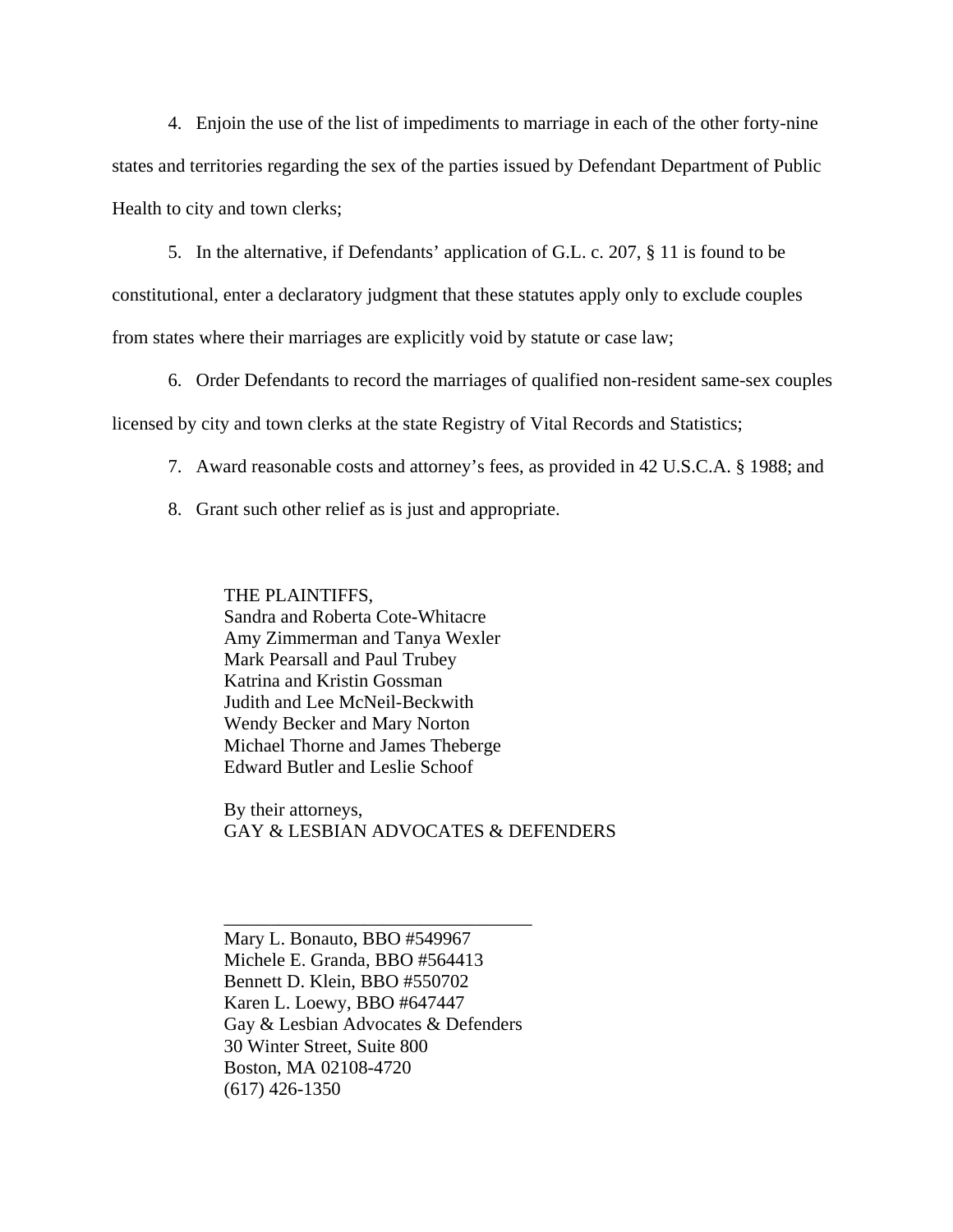4. Enjoin the use of the list of impediments to marriage in each of the other forty-nine states and territories regarding the sex of the parties issued by Defendant Department of Public Health to city and town clerks;

5. In the alternative, if Defendants' application of G.L. c. 207, § 11 is found to be constitutional, enter a declaratory judgment that these statutes apply only to exclude couples from states where their marriages are explicitly void by statute or case law;

6. Order Defendants to record the marriages of qualified non-resident same-sex couples licensed by city and town clerks at the state Registry of Vital Records and Statistics;

7. Award reasonable costs and attorney's fees, as provided in 42 U.S.C.A. § 1988; and

8. Grant such other relief as is just and appropriate.

THE PLAINTIFFS,
Sandra and Roberta Cote-Whitacre
Amy Zimmerman and Tanya Wexler
Mark Pearsall and Paul Trubey
Katrina and Kristin Gossman
Judith and Lee McNeil-Beckwith
Wendy Becker and Mary Norton
Michael Thorne and James Theberge
Edward Butler and Leslie Schoof

By their attorneys,
GAY & LESBIAN ADVOCATES & DEFENDERS

\_\_\_\_\_\_\_\_\_\_\_\_\_\_\_\_\_\_\_\_\_\_\_\_\_\_\_\_\_\_\_\_\_\_

Mary L. Bonauto, BBO #549967
Michele E. Granda, BBO #564413
Bennett D. Klein, BBO #550702
Karen L. Loewy, BBO #647447
Gay & Lesbian Advocates & Defenders
30 Winter Street, Suite 800
Boston, MA 02108-4720
(617) 426-1350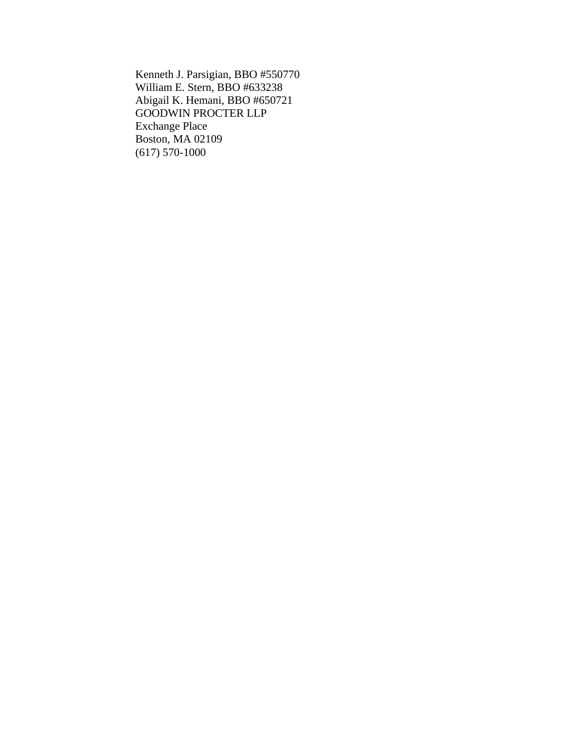Kenneth J. Parsigian, BBO #550770
William E. Stern, BBO #633238
Abigail K. Hemani, BBO #650721
GOODWIN PROCTER LLP
Exchange Place
Boston, MA 02109
(617) 570-1000